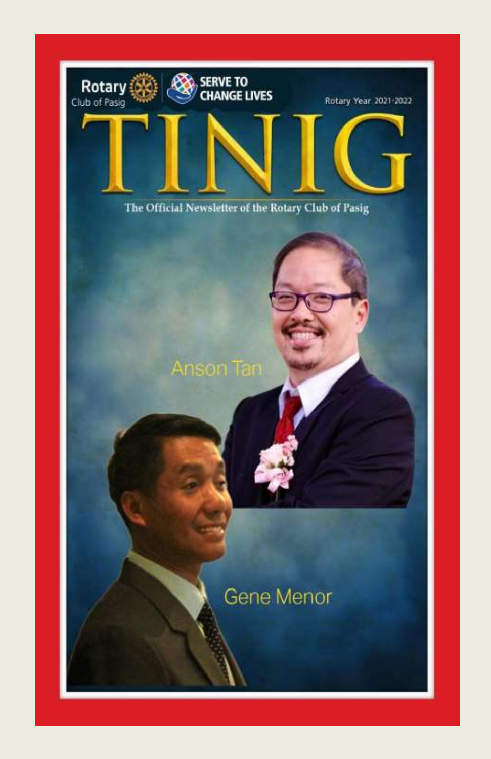Rotary Club of Pasig

SERVE TO CHANGE LIVES

Rotary Year 2021-2022

# TINIG

The Official Newsletter of the Rotary Club of Pasig

Anson Tan

Gene Menor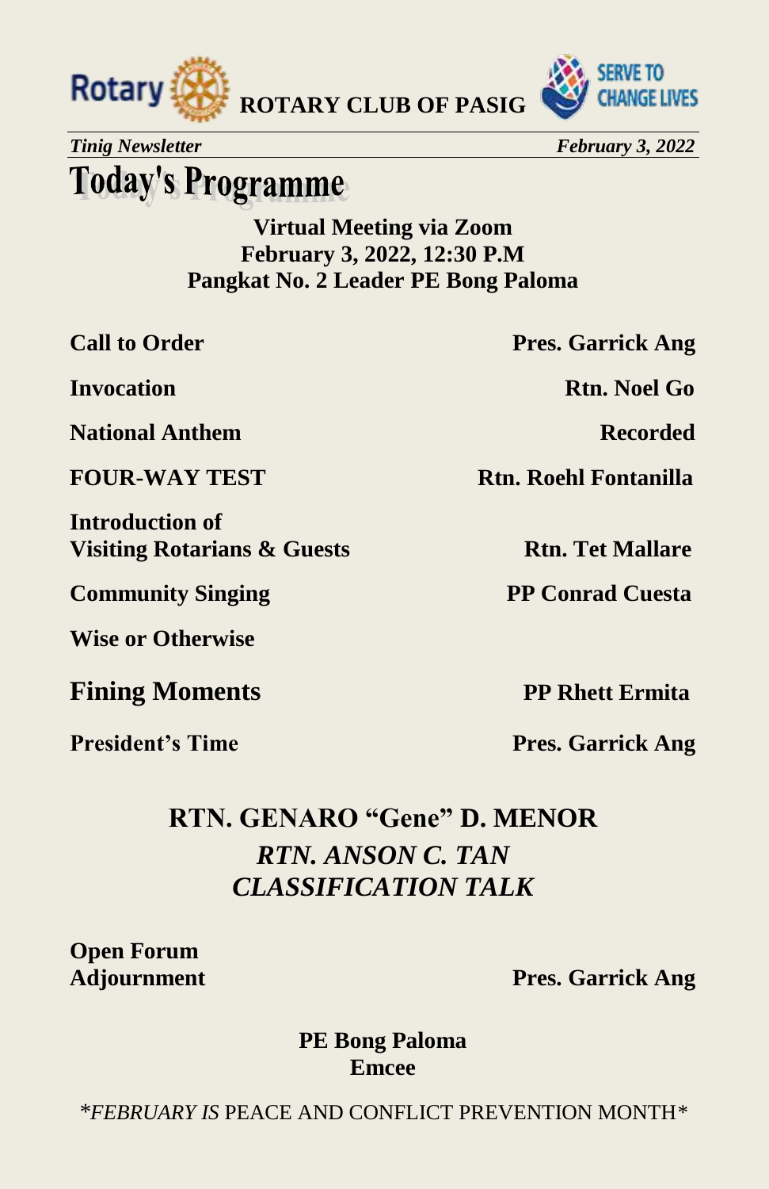**ROTARY CLUB OF PASIG**

*Tinig Newsletter* *February 3, 2022*

# Today's Programme

**Virtual Meeting via Zoom**
**February 3, 2022, 12:30 P.M**
**Pangkat No. 2 Leader PE Bong Paloma**

| | |
|---|---|
| **Call to Order** | **Pres. Garrick Ang** |
| **Invocation** | **Rtn. Noel Go** |
| **National Anthem** | **Recorded** |
| **FOUR-WAY TEST** | **Rtn. Roehl Fontanilla** |
| **Introduction of Visiting Rotarians & Guests** | **Rtn. Tet Mallare** |
| **Community Singing** | **PP Conrad Cuesta** |
| **Wise or Otherwise** | |
| **Fining Moments** | **PP Rhett Ermita** |
| **President's Time** | **Pres. Garrick Ang** |

**RTN. GENARO "Gene" D. MENOR**
***RTN. ANSON C. TAN***
***CLASSIFICATION TALK***

| | |
|---|---|
| **Open Forum** | |
| **Adjournment** | **Pres. Garrick Ang** |

**PE Bong Paloma**
**Emcee**

**FEBRUARY IS* PEACE AND CONFLICT PREVENTION MONTH**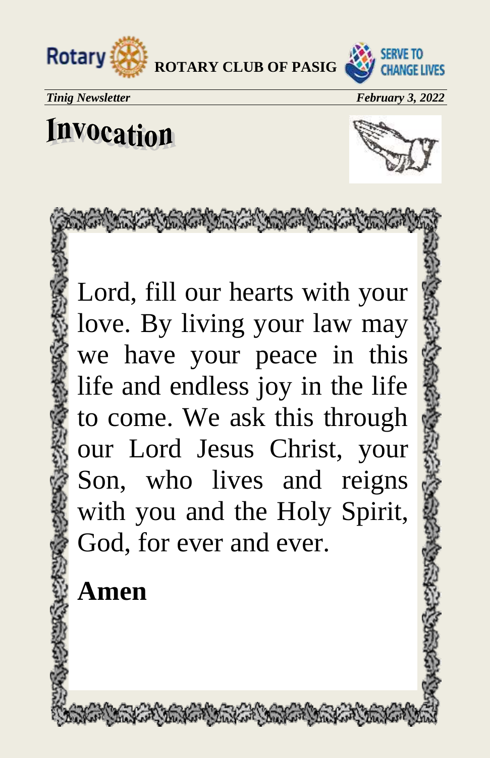# Invocation

Lord, fill our hearts with your love. By living your law may we have your peace in this life and endless joy in the life to come. We ask this through our Lord Jesus Christ, your Son, who lives and reigns with you and the Holy Spirit, God, for ever and ever.

**Amen**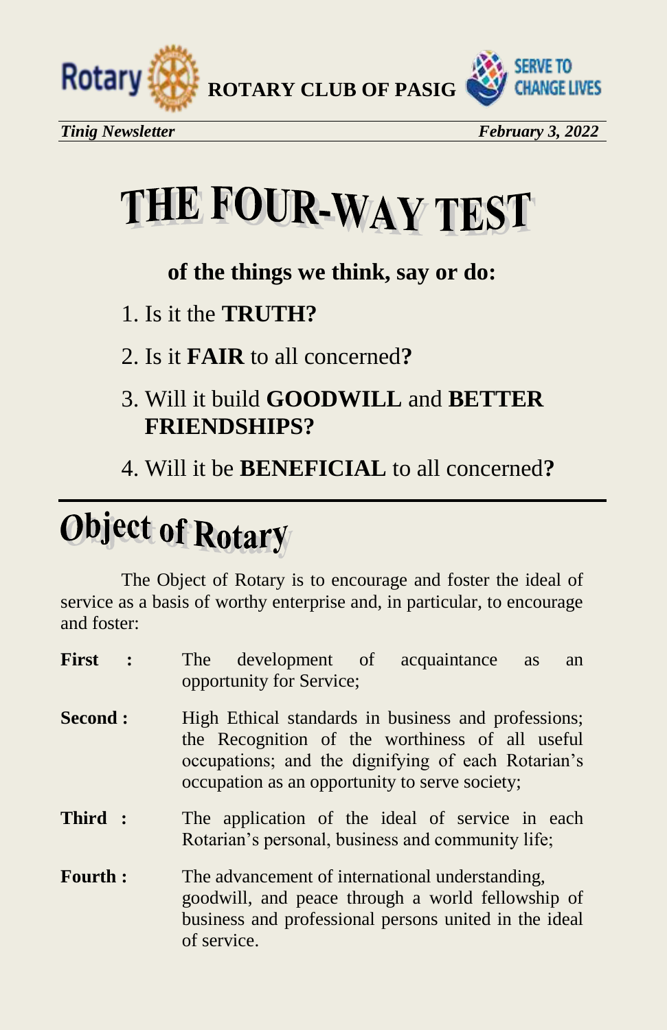# THE FOUR-WAY TEST

**of the things we think, say or do:**

1. Is it the **TRUTH?**
2. Is it **FAIR** to all concerned**?**
3. Will it build **GOODWILL** and **BETTER FRIENDSHIPS?**
4. Will it be **BENEFICIAL** to all concerned**?**

# Object of Rotary

The Object of Rotary is to encourage and foster the ideal of service as a basis of worthy enterprise and, in particular, to encourage and foster:

**First :** The development of acquaintance as an opportunity for Service;

**Second :** High Ethical standards in business and professions; the Recognition of the worthiness of all useful occupations; and the dignifying of each Rotarian's occupation as an opportunity to serve society;

**Third :** The application of the ideal of service in each Rotarian's personal, business and community life;

**Fourth :** The advancement of international understanding, goodwill, and peace through a world fellowship of business and professional persons united in the ideal of service.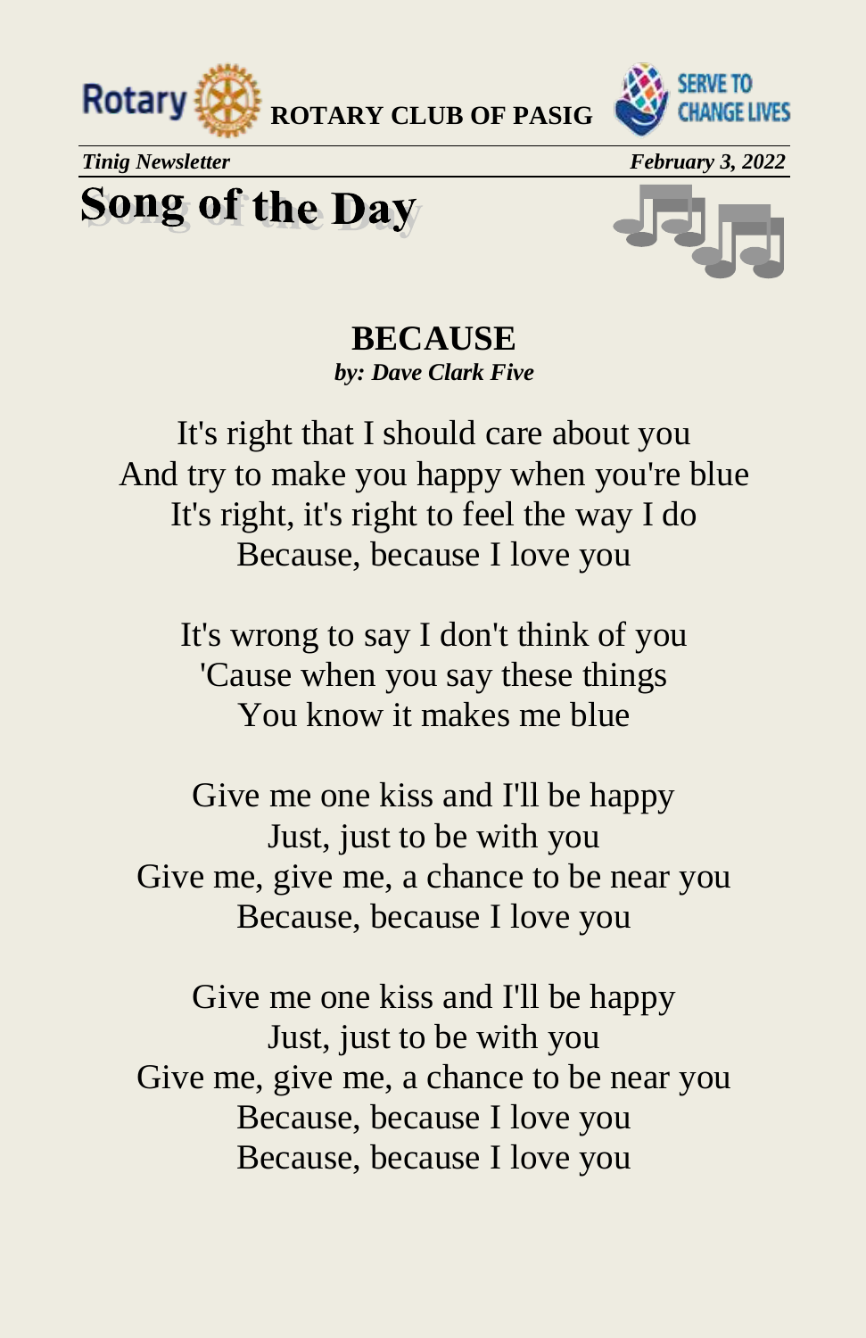# Song of the Day

## BECAUSE

***by: Dave Clark Five***

It's right that I should care about you
And try to make you happy when you're blue
It's right, it's right to feel the way I do
Because, because I love you

It's wrong to say I don't think of you
'Cause when you say these things
You know it makes me blue

Give me one kiss and I'll be happy
Just, just to be with you
Give me, give me, a chance to be near you
Because, because I love you

Give me one kiss and I'll be happy
Just, just to be with you
Give me, give me, a chance to be near you
Because, because I love you
Because, because I love you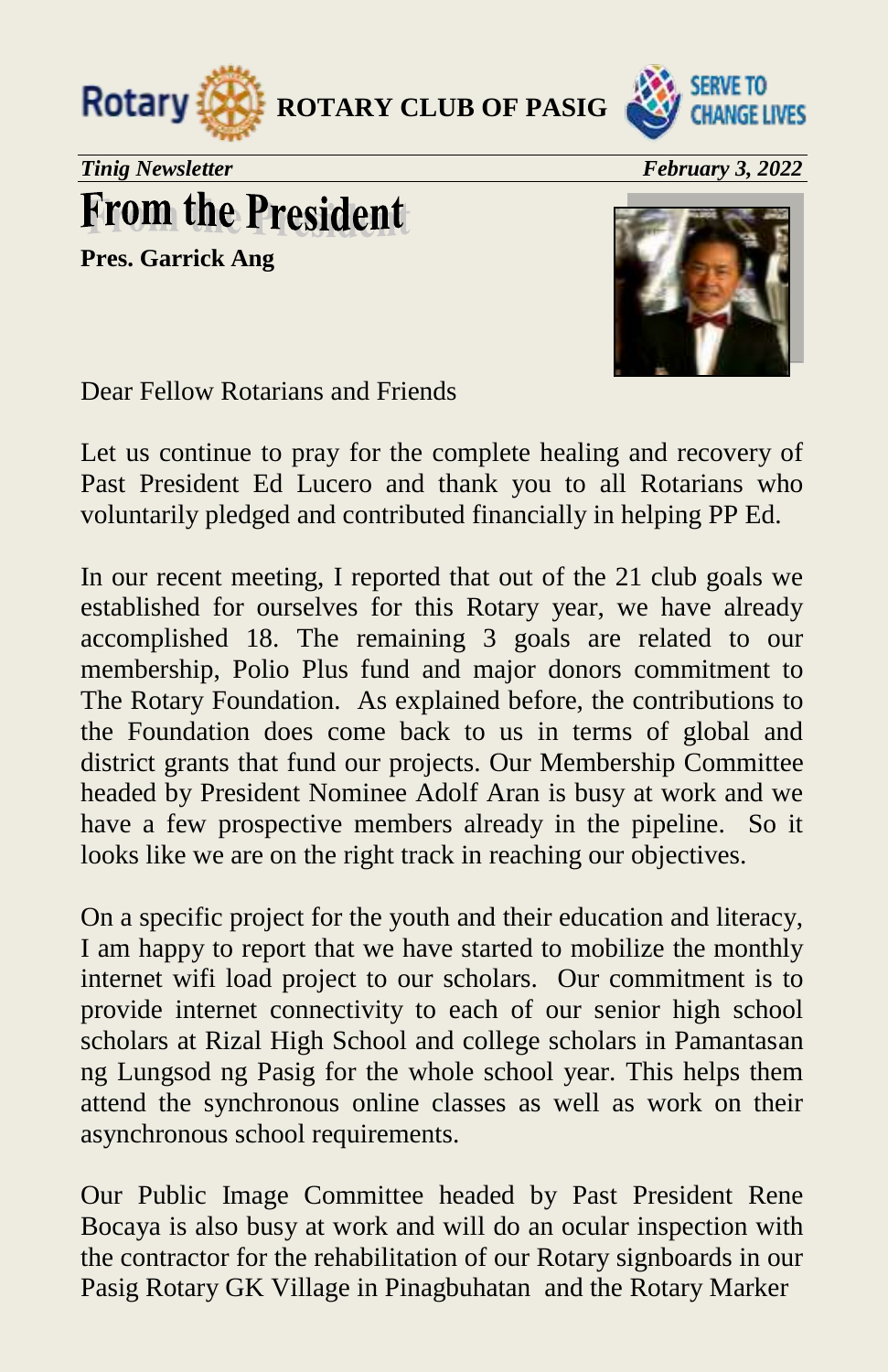# From the President

**Pres. Garrick Ang**

Dear Fellow Rotarians and Friends

Let us continue to pray for the complete healing and recovery of Past President Ed Lucero and thank you to all Rotarians who voluntarily pledged and contributed financially in helping PP Ed.

In our recent meeting, I reported that out of the 21 club goals we established for ourselves for this Rotary year, we have already accomplished 18. The remaining 3 goals are related to our membership, Polio Plus fund and major donors commitment to The Rotary Foundation. As explained before, the contributions to the Foundation does come back to us in terms of global and district grants that fund our projects. Our Membership Committee headed by President Nominee Adolf Aran is busy at work and we have a few prospective members already in the pipeline. So it looks like we are on the right track in reaching our objectives.

On a specific project for the youth and their education and literacy, I am happy to report that we have started to mobilize the monthly internet wifi load project to our scholars. Our commitment is to provide internet connectivity to each of our senior high school scholars at Rizal High School and college scholars in Pamantasan ng Lungsod ng Pasig for the whole school year. This helps them attend the synchronous online classes as well as work on their asynchronous school requirements.

Our Public Image Committee headed by Past President Rene Bocaya is also busy at work and will do an ocular inspection with the contractor for the rehabilitation of our Rotary signboards in our Pasig Rotary GK Village in Pinagbuhatan and the Rotary Marker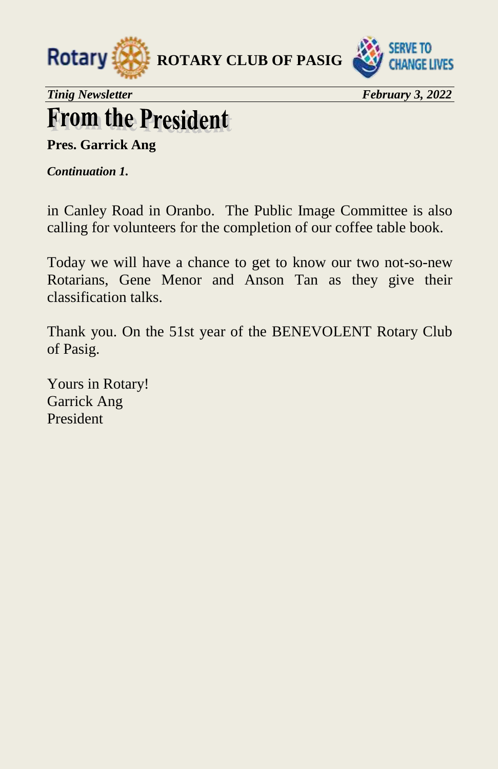# From the President

**Pres. Garrick Ang**

***Continuation 1.***

in Canley Road in Oranbo. The Public Image Committee is also calling for volunteers for the completion of our coffee table book.

Today we will have a chance to get to know our two not-so-new Rotarians, Gene Menor and Anson Tan as they give their classification talks.

Thank you. On the 51st year of the BENEVOLENT Rotary Club of Pasig.

Yours in Rotary!
Garrick Ang
President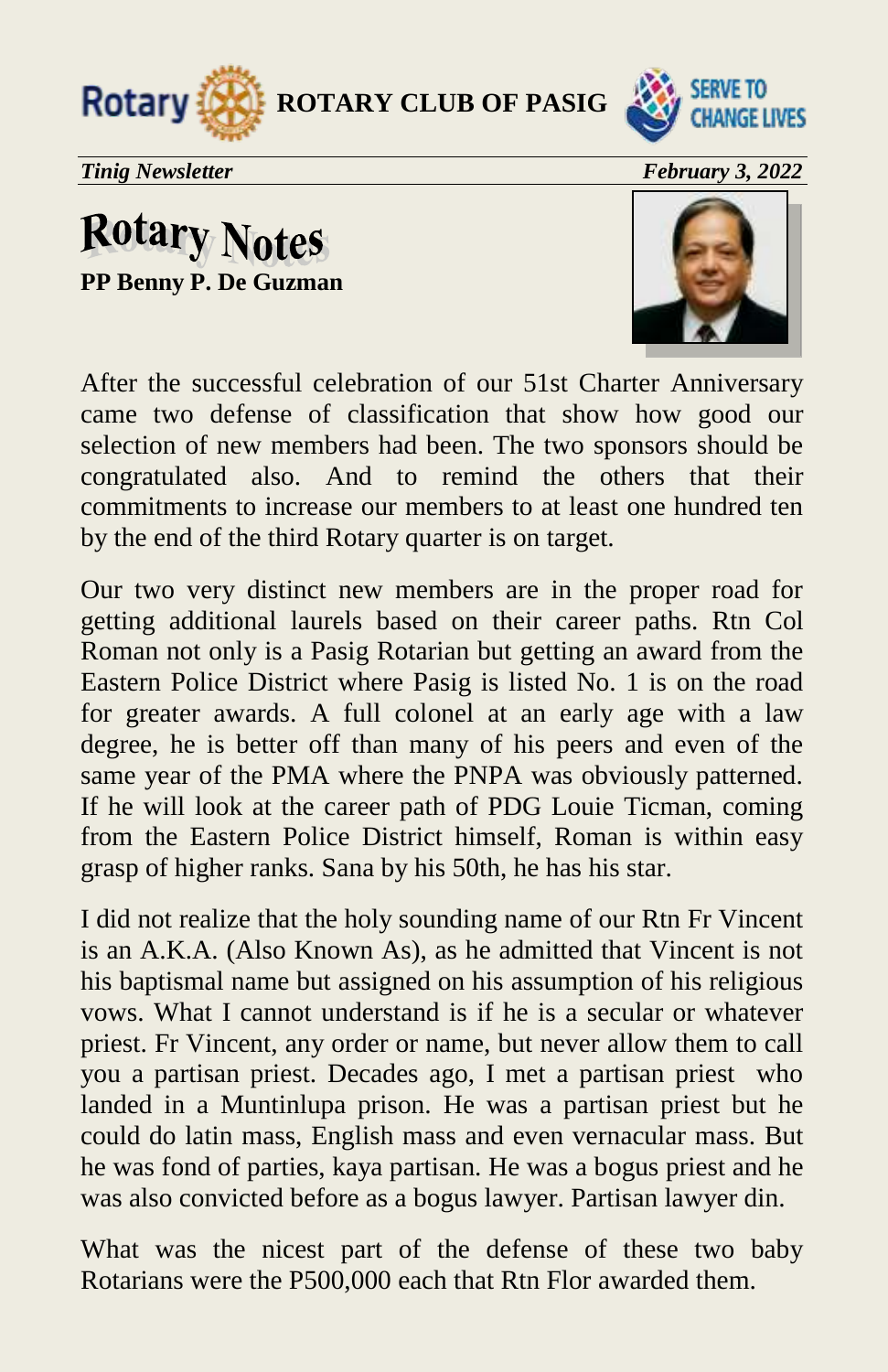# Rotary Notes

**PP Benny P. De Guzman**

After the successful celebration of our 51st Charter Anniversary came two defense of classification that show how good our selection of new members had been. The two sponsors should be congratulated also. And to remind the others that their commitments to increase our members to at least one hundred ten by the end of the third Rotary quarter is on target.

Our two very distinct new members are in the proper road for getting additional laurels based on their career paths. Rtn Col Roman not only is a Pasig Rotarian but getting an award from the Eastern Police District where Pasig is listed No. 1 is on the road for greater awards. A full colonel at an early age with a law degree, he is better off than many of his peers and even of the same year of the PMA where the PNPA was obviously patterned. If he will look at the career path of PDG Louie Ticman, coming from the Eastern Police District himself, Roman is within easy grasp of higher ranks. Sana by his 50th, he has his star.

I did not realize that the holy sounding name of our Rtn Fr Vincent is an A.K.A. (Also Known As), as he admitted that Vincent is not his baptismal name but assigned on his assumption of his religious vows. What I cannot understand is if he is a secular or whatever priest. Fr Vincent, any order or name, but never allow them to call you a partisan priest. Decades ago, I met a partisan priest who landed in a Muntinlupa prison. He was a partisan priest but he could do latin mass, English mass and even vernacular mass. But he was fond of parties, kaya partisan. He was a bogus priest and he was also convicted before as a bogus lawyer. Partisan lawyer din.

What was the nicest part of the defense of these two baby Rotarians were the P500,000 each that Rtn Flor awarded them.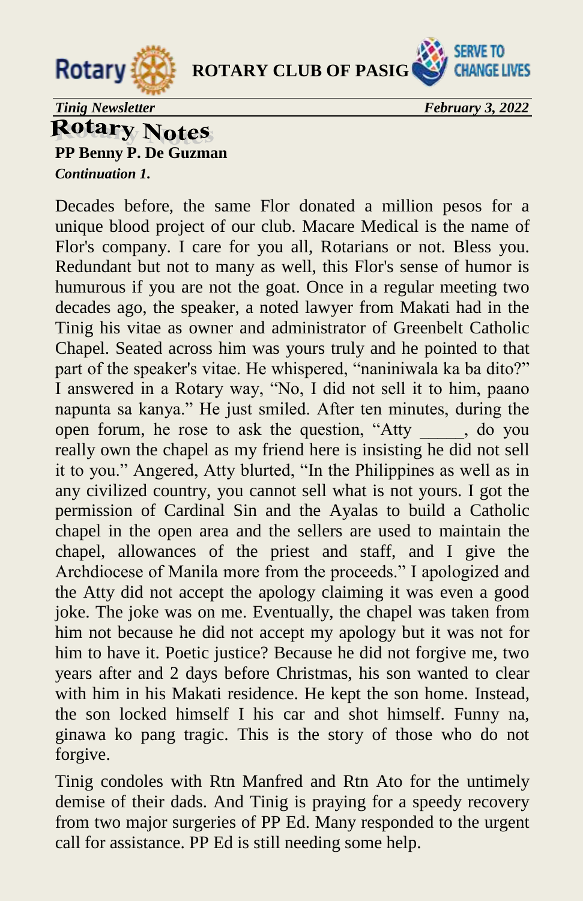## Rotary Notes

**PP Benny P. De Guzman**

***Continuation 1.***

Decades before, the same Flor donated a million pesos for a unique blood project of our club. Macare Medical is the name of Flor's company. I care for you all, Rotarians or not. Bless you. Redundant but not to many as well, this Flor's sense of humor is humurous if you are not the goat. Once in a regular meeting two decades ago, the speaker, a noted lawyer from Makati had in the Tinig his vitae as owner and administrator of Greenbelt Catholic Chapel. Seated across him was yours truly and he pointed to that part of the speaker's vitae. He whispered, "naniniwala ka ba dito?" I answered in a Rotary way, "No, I did not sell it to him, paano napunta sa kanya." He just smiled. After ten minutes, during the open forum, he rose to ask the question, "Atty _____, do you really own the chapel as my friend here is insisting he did not sell it to you." Angered, Atty blurted, "In the Philippines as well as in any civilized country, you cannot sell what is not yours. I got the permission of Cardinal Sin and the Ayalas to build a Catholic chapel in the open area and the sellers are used to maintain the chapel, allowances of the priest and staff, and I give the Archdiocese of Manila more from the proceeds." I apologized and the Atty did not accept the apology claiming it was even a good joke. The joke was on me. Eventually, the chapel was taken from him not because he did not accept my apology but it was not for him to have it. Poetic justice? Because he did not forgive me, two years after and 2 days before Christmas, his son wanted to clear with him in his Makati residence. He kept the son home. Instead, the son locked himself I his car and shot himself. Funny na, ginawa ko pang tragic. This is the story of those who do not forgive.

Tinig condoles with Rtn Manfred and Rtn Ato for the untimely demise of their dads. And Tinig is praying for a speedy recovery from two major surgeries of PP Ed. Many responded to the urgent call for assistance. PP Ed is still needing some help.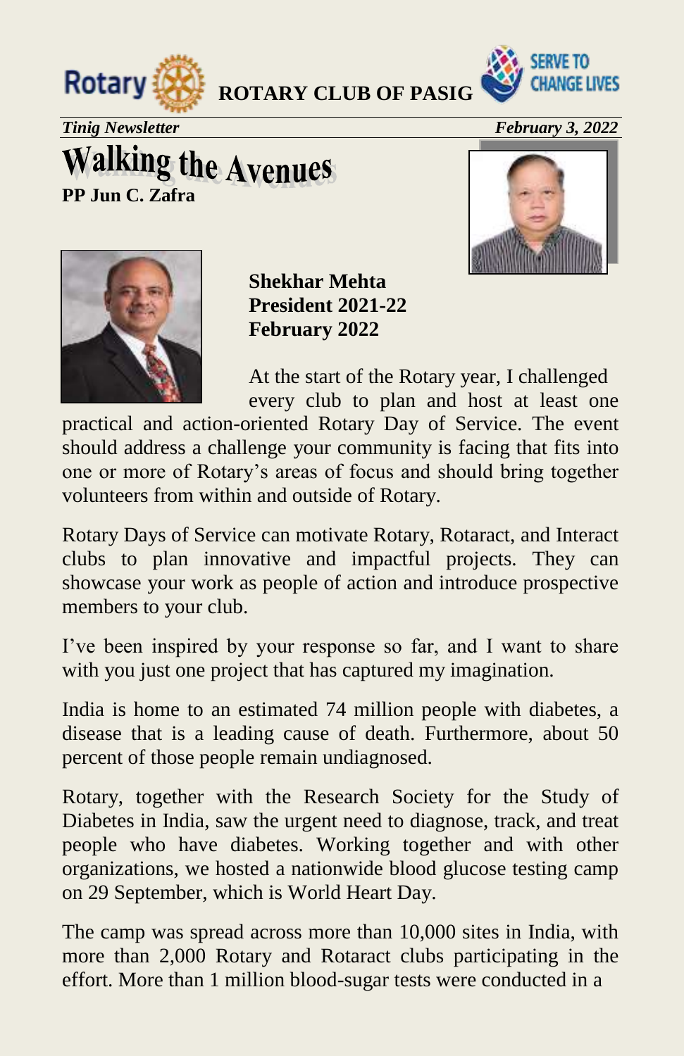**ROTARY CLUB OF PASIG**

*Tinig Newsletter* *February 3, 2022*

# Walking the Avenues

**PP Jun C. Zafra**

**Shekhar Mehta**
**President 2021-22**
**February 2022**

At the start of the Rotary year, I challenged every club to plan and host at least one practical and action-oriented Rotary Day of Service. The event should address a challenge your community is facing that fits into one or more of Rotary's areas of focus and should bring together volunteers from within and outside of Rotary.

Rotary Days of Service can motivate Rotary, Rotaract, and Interact clubs to plan innovative and impactful projects. They can showcase your work as people of action and introduce prospective members to your club.

I've been inspired by your response so far, and I want to share with you just one project that has captured my imagination.

India is home to an estimated 74 million people with diabetes, a disease that is a leading cause of death. Furthermore, about 50 percent of those people remain undiagnosed.

Rotary, together with the Research Society for the Study of Diabetes in India, saw the urgent need to diagnose, track, and treat people who have diabetes. Working together and with other organizations, we hosted a nationwide blood glucose testing camp on 29 September, which is World Heart Day.

The camp was spread across more than 10,000 sites in India, with more than 2,000 Rotary and Rotaract clubs participating in the effort. More than 1 million blood-sugar tests were conducted in a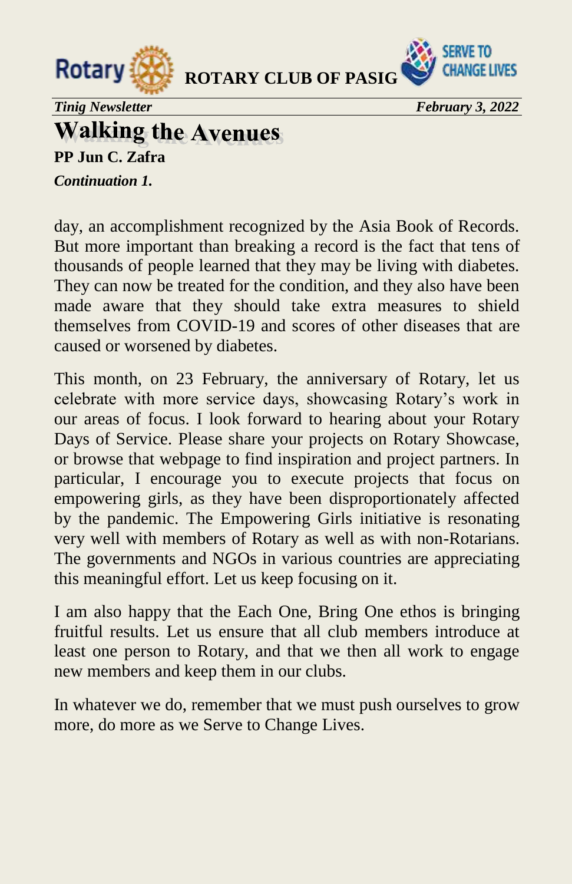# Walking the Avenues

**PP Jun C. Zafra**

***Continuation 1.***

day, an accomplishment recognized by the Asia Book of Records. But more important than breaking a record is the fact that tens of thousands of people learned that they may be living with diabetes. They can now be treated for the condition, and they also have been made aware that they should take extra measures to shield themselves from COVID-19 and scores of other diseases that are caused or worsened by diabetes.

This month, on 23 February, the anniversary of Rotary, let us celebrate with more service days, showcasing Rotary's work in our areas of focus. I look forward to hearing about your Rotary Days of Service. Please share your projects on Rotary Showcase, or browse that webpage to find inspiration and project partners. In particular, I encourage you to execute projects that focus on empowering girls, as they have been disproportionately affected by the pandemic. The Empowering Girls initiative is resonating very well with members of Rotary as well as with non-Rotarians. The governments and NGOs in various countries are appreciating this meaningful effort. Let us keep focusing on it.

I am also happy that the Each One, Bring One ethos is bringing fruitful results. Let us ensure that all club members introduce at least one person to Rotary, and that we then all work to engage new members and keep them in our clubs.

In whatever we do, remember that we must push ourselves to grow more, do more as we Serve to Change Lives.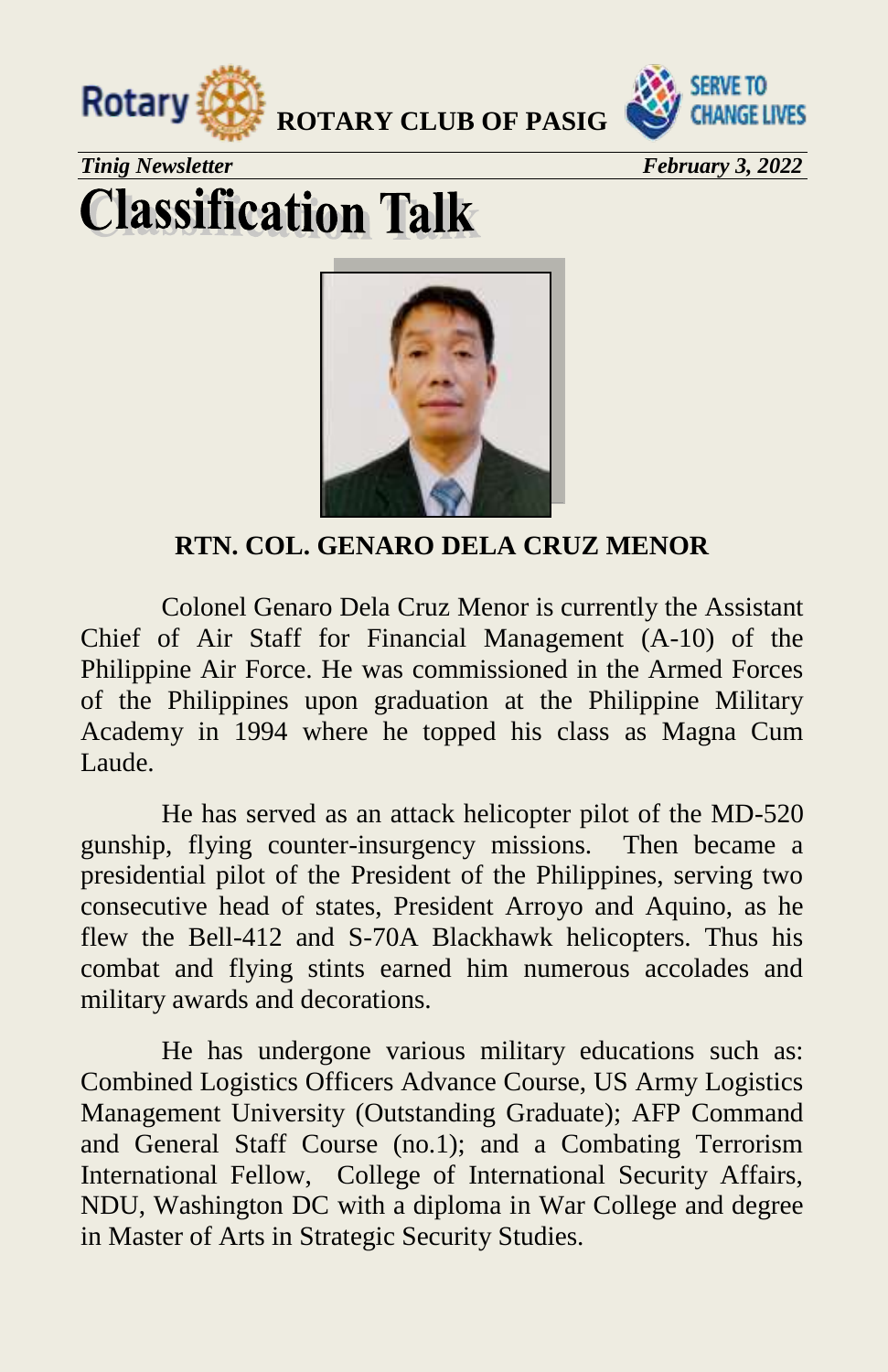# Classification Talk

**RTN. COL. GENARO DELA CRUZ MENOR**

Colonel Genaro Dela Cruz Menor is currently the Assistant Chief of Air Staff for Financial Management (A-10) of the Philippine Air Force. He was commissioned in the Armed Forces of the Philippines upon graduation at the Philippine Military Academy in 1994 where he topped his class as Magna Cum Laude.

He has served as an attack helicopter pilot of the MD-520 gunship, flying counter-insurgency missions. Then became a presidential pilot of the President of the Philippines, serving two consecutive head of states, President Arroyo and Aquino, as he flew the Bell-412 and S-70A Blackhawk helicopters. Thus his combat and flying stints earned him numerous accolades and military awards and decorations.

He has undergone various military educations such as: Combined Logistics Officers Advance Course, US Army Logistics Management University (Outstanding Graduate); AFP Command and General Staff Course (no.1); and a Combating Terrorism International Fellow, College of International Security Affairs, NDU, Washington DC with a diploma in War College and degree in Master of Arts in Strategic Security Studies.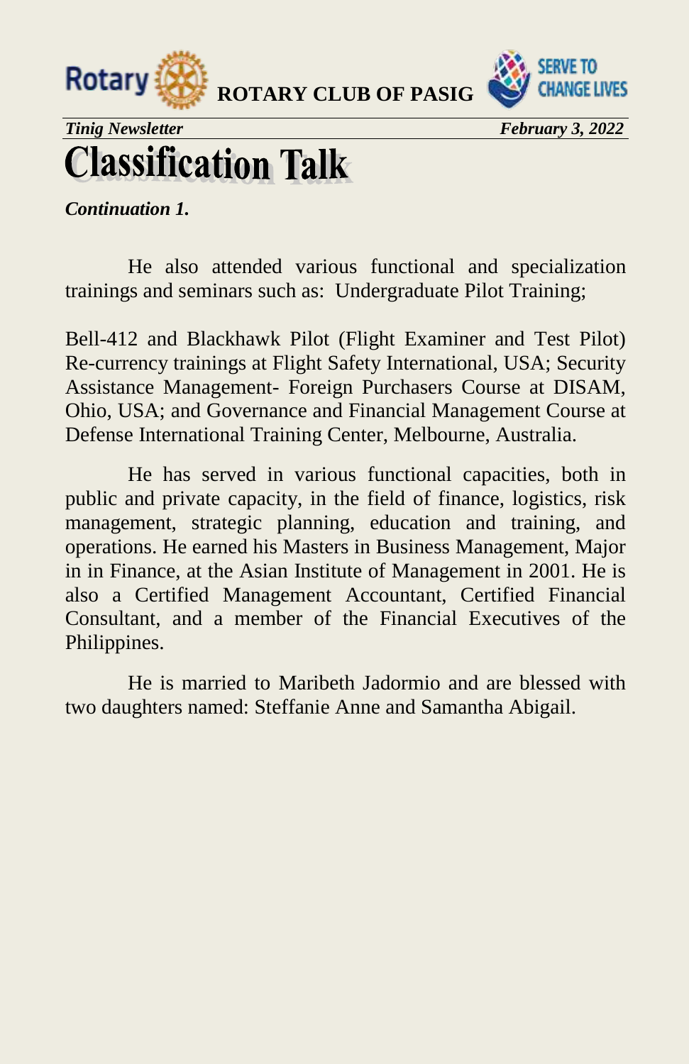# Classification Talk

***Continuation 1.***

He also attended various functional and specialization trainings and seminars such as: Undergraduate Pilot Training;

Bell-412 and Blackhawk Pilot (Flight Examiner and Test Pilot) Re-currency trainings at Flight Safety International, USA; Security Assistance Management- Foreign Purchasers Course at DISAM, Ohio, USA; and Governance and Financial Management Course at Defense International Training Center, Melbourne, Australia.

He has served in various functional capacities, both in public and private capacity, in the field of finance, logistics, risk management, strategic planning, education and training, and operations. He earned his Masters in Business Management, Major in in Finance, at the Asian Institute of Management in 2001. He is also a Certified Management Accountant, Certified Financial Consultant, and a member of the Financial Executives of the Philippines.

He is married to Maribeth Jadormio and are blessed with two daughters named: Steffanie Anne and Samantha Abigail.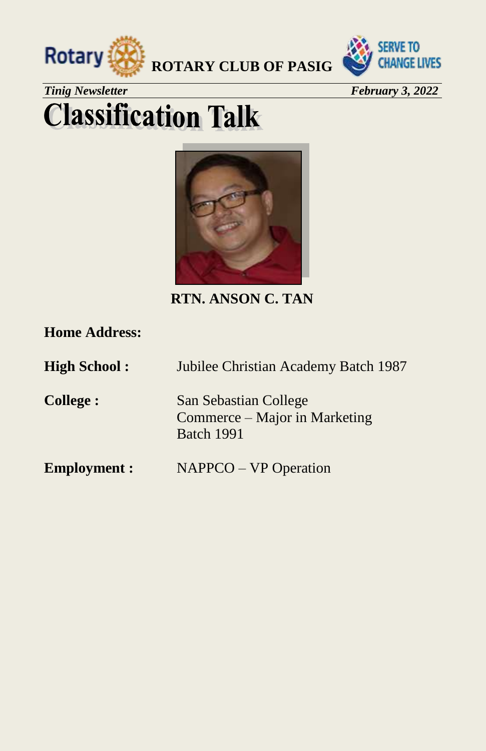# Classification Talk

**RTN. ANSON C. TAN**

**Home Address:**

**High School :** Jubilee Christian Academy Batch 1987

**College :** San Sebastian College
Commerce – Major in Marketing
Batch 1991

**Employment :** NAPPCO – VP Operation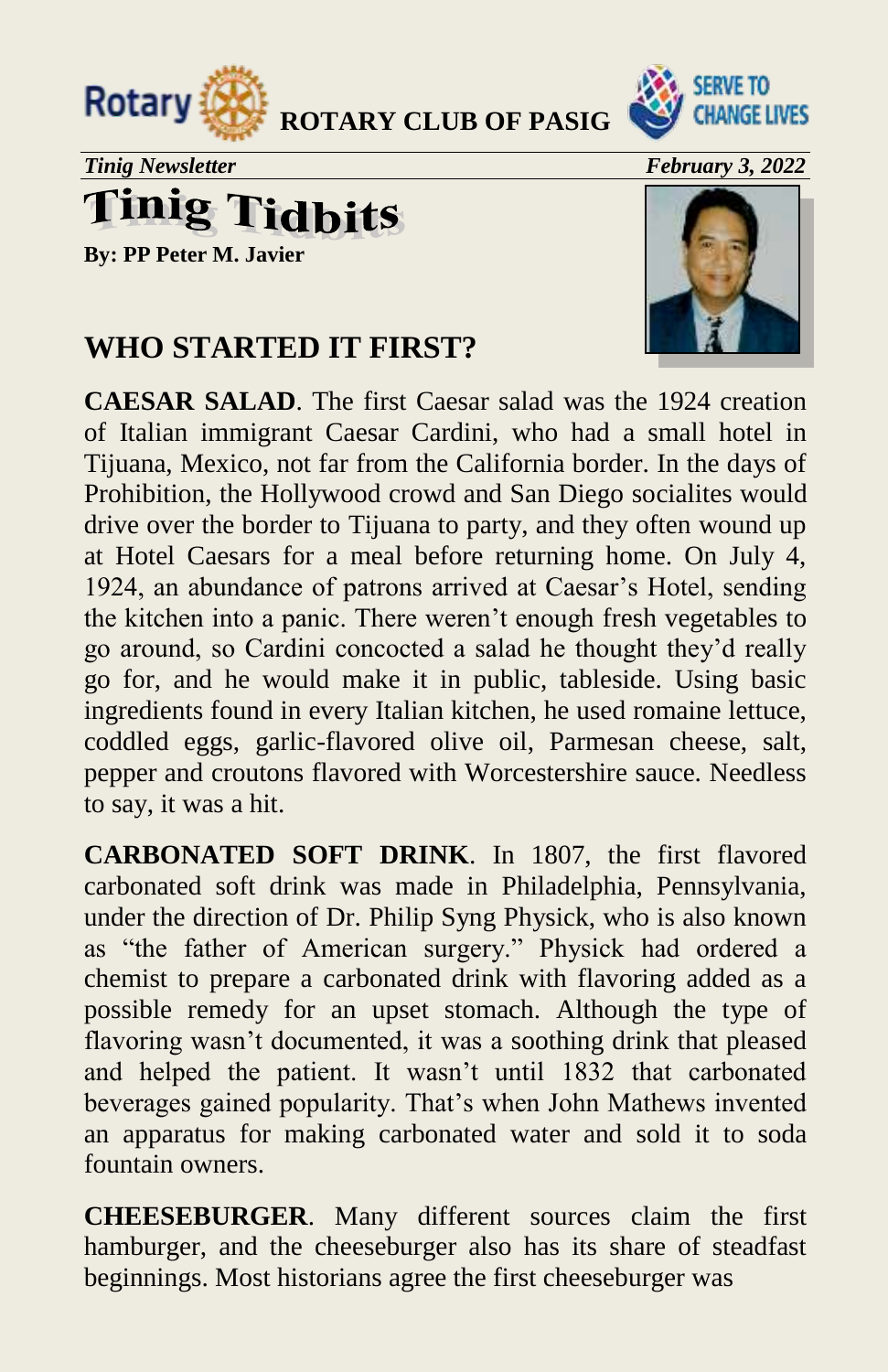ROTARY CLUB OF PASIG

*Tinig Newsletter* *February 3, 2022*

# Tinig Tidbits

**By: PP Peter M. Javier**

## WHO STARTED IT FIRST?

**CAESAR SALAD**. The first Caesar salad was the 1924 creation of Italian immigrant Caesar Cardini, who had a small hotel in Tijuana, Mexico, not far from the California border. In the days of Prohibition, the Hollywood crowd and San Diego socialites would drive over the border to Tijuana to party, and they often wound up at Hotel Caesars for a meal before returning home. On July 4, 1924, an abundance of patrons arrived at Caesar's Hotel, sending the kitchen into a panic. There weren't enough fresh vegetables to go around, so Cardini concocted a salad he thought they'd really go for, and he would make it in public, tableside. Using basic ingredients found in every Italian kitchen, he used romaine lettuce, coddled eggs, garlic-flavored olive oil, Parmesan cheese, salt, pepper and croutons flavored with Worcestershire sauce. Needless to say, it was a hit.

**CARBONATED SOFT DRINK**. In 1807, the first flavored carbonated soft drink was made in Philadelphia, Pennsylvania, under the direction of Dr. Philip Syng Physick, who is also known as "the father of American surgery." Physick had ordered a chemist to prepare a carbonated drink with flavoring added as a possible remedy for an upset stomach. Although the type of flavoring wasn't documented, it was a soothing drink that pleased and helped the patient. It wasn't until 1832 that carbonated beverages gained popularity. That's when John Mathews invented an apparatus for making carbonated water and sold it to soda fountain owners.

**CHEESEBURGER**. Many different sources claim the first hamburger, and the cheeseburger also has its share of steadfast beginnings. Most historians agree the first cheeseburger was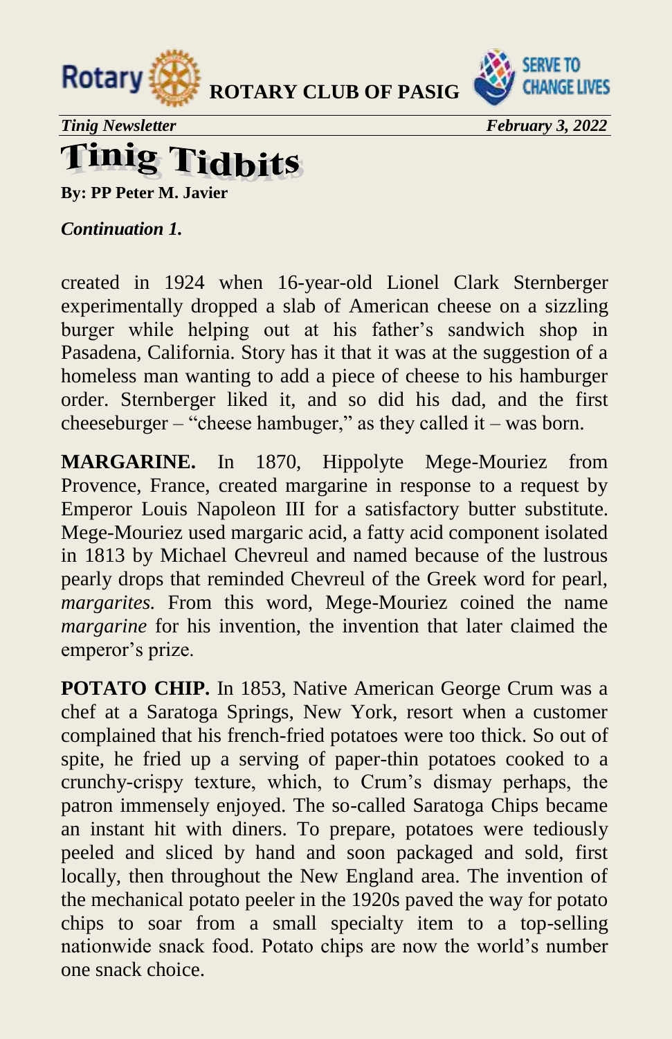# Tinig Tidbits

**By: PP Peter M. Javier**

***Continuation 1.***

created in 1924 when 16-year-old Lionel Clark Sternberger experimentally dropped a slab of American cheese on a sizzling burger while helping out at his father's sandwich shop in Pasadena, California. Story has it that it was at the suggestion of a homeless man wanting to add a piece of cheese to his hamburger order. Sternberger liked it, and so did his dad, and the first cheeseburger – "cheese hambuger," as they called it – was born.

**MARGARINE.** In 1870, Hippolyte Mege-Mouriez from Provence, France, created margarine in response to a request by Emperor Louis Napoleon III for a satisfactory butter substitute. Mege-Mouriez used margaric acid, a fatty acid component isolated in 1813 by Michael Chevreul and named because of the lustrous pearly drops that reminded Chevreul of the Greek word for pearl, *margarites.* From this word, Mege-Mouriez coined the name *margarine* for his invention, the invention that later claimed the emperor's prize.

**POTATO CHIP.** In 1853, Native American George Crum was a chef at a Saratoga Springs, New York, resort when a customer complained that his french-fried potatoes were too thick. So out of spite, he fried up a serving of paper-thin potatoes cooked to a crunchy-crispy texture, which, to Crum's dismay perhaps, the patron immensely enjoyed. The so-called Saratoga Chips became an instant hit with diners. To prepare, potatoes were tediously peeled and sliced by hand and soon packaged and sold, first locally, then throughout the New England area. The invention of the mechanical potato peeler in the 1920s paved the way for potato chips to soar from a small specialty item to a top-selling nationwide snack food. Potato chips are now the world's number one snack choice.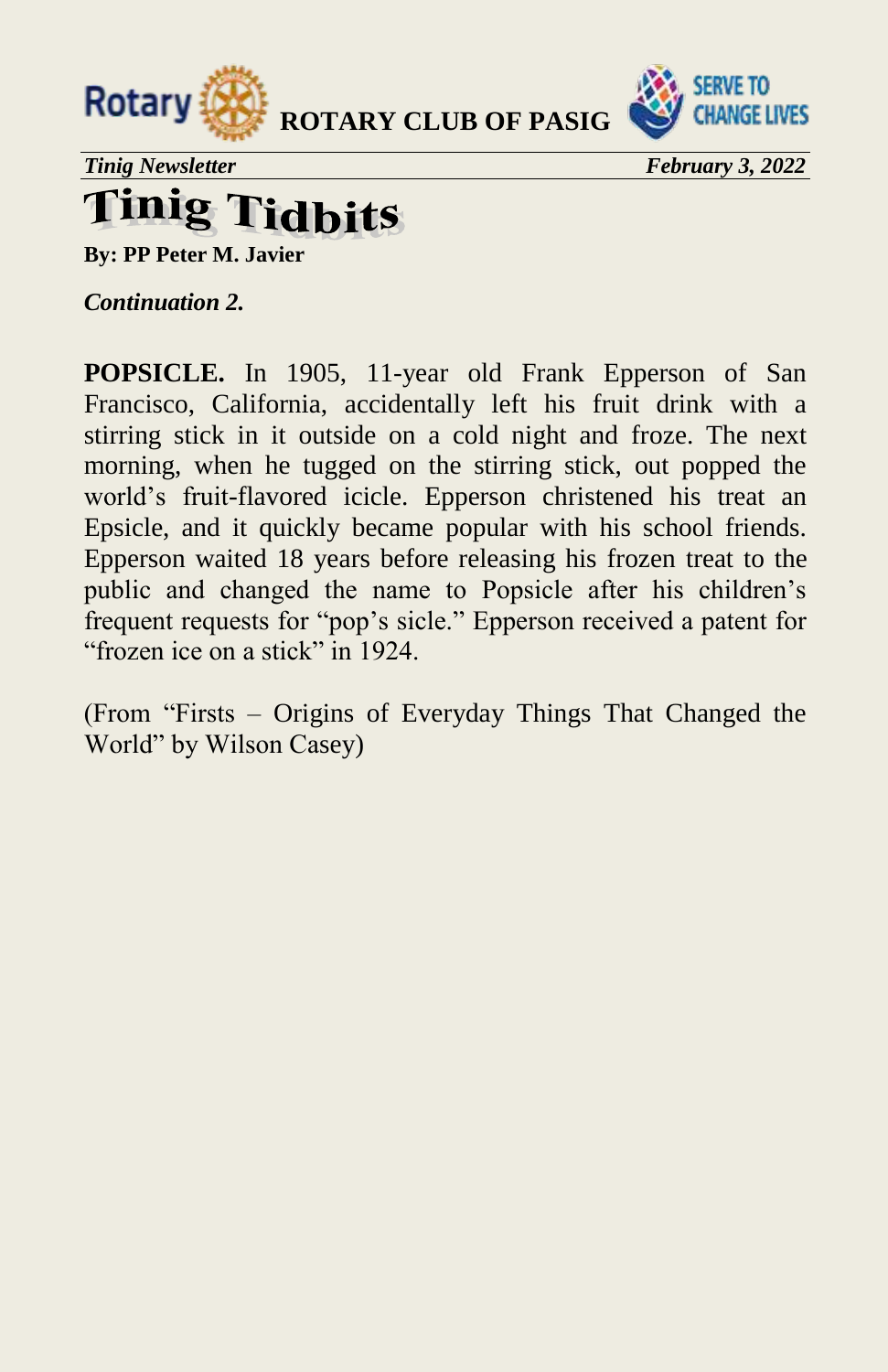# Tinig Tidbits

**By: PP Peter M. Javier**

***Continuation 2.***

**POPSICLE.** In 1905, 11-year old Frank Epperson of San Francisco, California, accidentally left his fruit drink with a stirring stick in it outside on a cold night and froze. The next morning, when he tugged on the stirring stick, out popped the world's fruit-flavored icicle. Epperson christened his treat an Epsicle, and it quickly became popular with his school friends. Epperson waited 18 years before releasing his frozen treat to the public and changed the name to Popsicle after his children's frequent requests for "pop's sicle." Epperson received a patent for "frozen ice on a stick" in 1924.

(From "Firsts – Origins of Everyday Things That Changed the World" by Wilson Casey)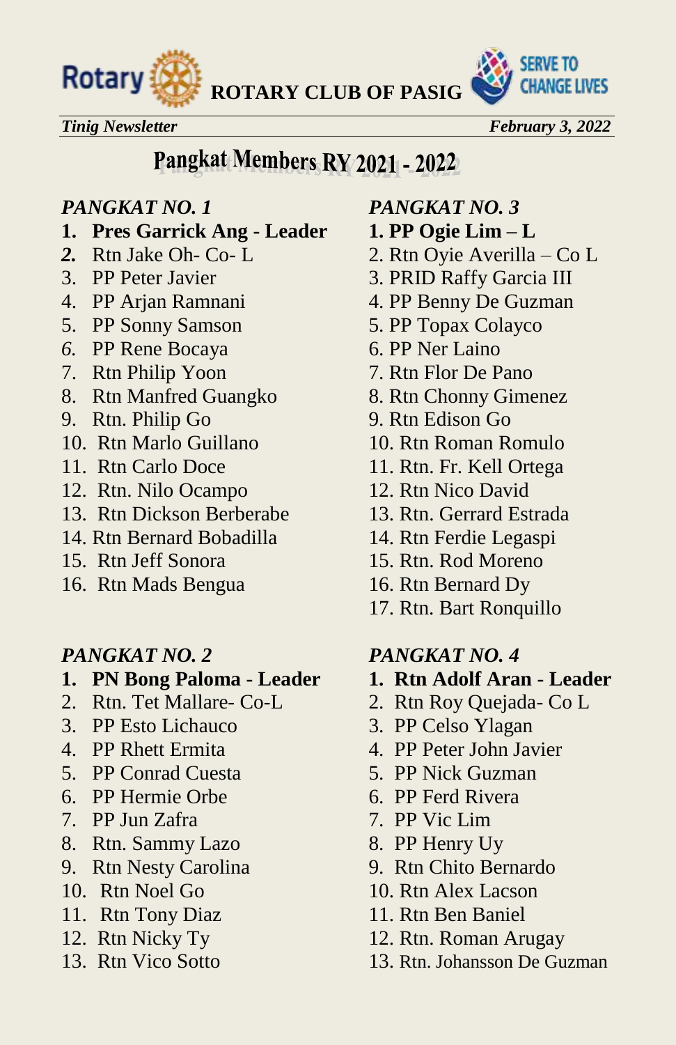# Pangkat Members RY 2021 - 2022

*PANGKAT NO. 1*

1. **Pres Garrick Ang - Leader**
2. Rtn Jake Oh- Co- L
3. PP Peter Javier
4. PP Arjan Ramnani
5. PP Sonny Samson
6. PP Rene Bocaya
7. Rtn Philip Yoon
8. Rtn Manfred Guangko
9. Rtn. Philip Go
10. Rtn Marlo Guillano
11. Rtn Carlo Doce
12. Rtn. Nilo Ocampo
13. Rtn Dickson Berberabe
14. Rtn Bernard Bobadilla
15. Rtn Jeff Sonora
16. Rtn Mads Bengua

*PANGKAT NO. 2*

1. **PN Bong Paloma - Leader**
2. Rtn. Tet Mallare- Co-L
3. PP Esto Lichauco
4. PP Rhett Ermita
5. PP Conrad Cuesta
6. PP Hermie Orbe
7. PP Jun Zafra
8. Rtn. Sammy Lazo
9. Rtn Nesty Carolina
10. Rtn Noel Go
11. Rtn Tony Diaz
12. Rtn Nicky Ty
13. Rtn Vico Sotto

*PANGKAT NO. 3*

1. **PP Ogie Lim – L**
2. Rtn Oyie Averilla – Co L
3. PRID Raffy Garcia III
4. PP Benny De Guzman
5. PP Topax Colayco
6. PP Ner Laino
7. Rtn Flor De Pano
8. Rtn Chonny Gimenez
9. Rtn Edison Go
10. Rtn Roman Romulo
11. Rtn. Fr. Kell Ortega
12. Rtn Nico David
13. Rtn. Gerrard Estrada
14. Rtn Ferdie Legaspi
15. Rtn. Rod Moreno
16. Rtn Bernard Dy
17. Rtn. Bart Ronquillo

*PANGKAT NO. 4*

1. **Rtn Adolf Aran - Leader**
2. Rtn Roy Quejada- Co L
3. PP Celso Ylagan
4. PP Peter John Javier
5. PP Nick Guzman
6. PP Ferd Rivera
7. PP Vic Lim
8. PP Henry Uy
9. Rtn Chito Bernardo
10. Rtn Alex Lacson
11. Rtn Ben Baniel
12. Rtn. Roman Arugay
13. Rtn. Johansson De Guzman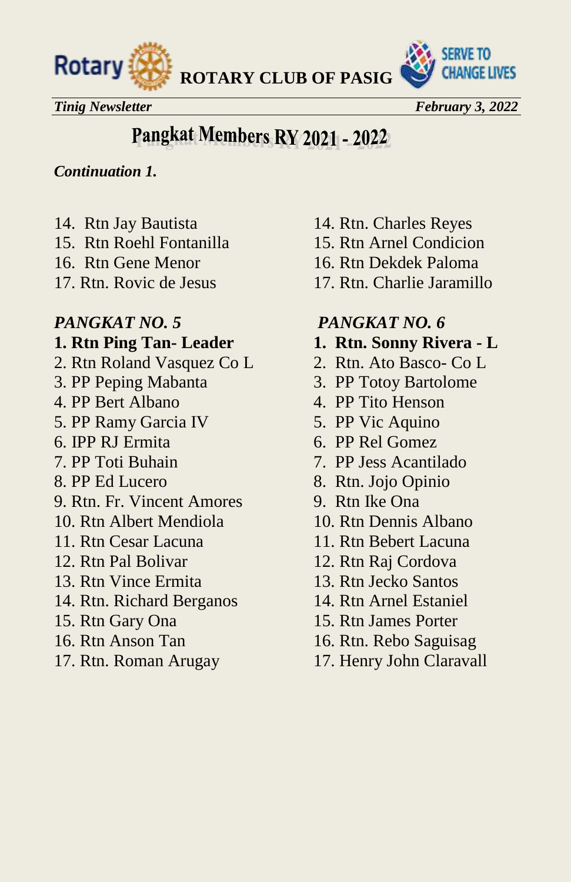# Pangkat Members RY 2021 - 2022

***Continuation 1.***

14. Rtn Jay Bautista
15. Rtn Roehl Fontanilla
16. Rtn Gene Menor
17. Rtn. Rovic de Jesus

14. Rtn. Charles Reyes
15. Rtn Arnel Condicion
16. Rtn Dekdek Paloma
17. Rtn. Charlie Jaramillo

*PANGKAT NO. 5*

1. **Rtn Ping Tan- Leader**
2. Rtn Roland Vasquez Co L
3. PP Peping Mabanta
4. PP Bert Albano
5. PP Ramy Garcia IV
6. IPP RJ Ermita
7. PP Toti Buhain
8. PP Ed Lucero
9. Rtn. Fr. Vincent Amores
10. Rtn Albert Mendiola
11. Rtn Cesar Lacuna
12. Rtn Pal Bolivar
13. Rtn Vince Ermita
14. Rtn. Richard Berganos
15. Rtn Gary Ona
16. Rtn Anson Tan
17. Rtn. Roman Arugay

*PANGKAT NO. 6*

1. **Rtn. Sonny Rivera - L**
2. Rtn. Ato Basco- Co L
3. PP Totoy Bartolome
4. PP Tito Henson
5. PP Vic Aquino
6. PP Rel Gomez
7. PP Jess Acantilado
8. Rtn. Jojo Opinio
9. Rtn Ike Ona
10. Rtn Dennis Albano
11. Rtn Bebert Lacuna
12. Rtn Raj Cordova
13. Rtn Jecko Santos
14. Rtn Arnel Estaniel
15. Rtn James Porter
16. Rtn. Rebo Saguisag
17. Henry John Claravall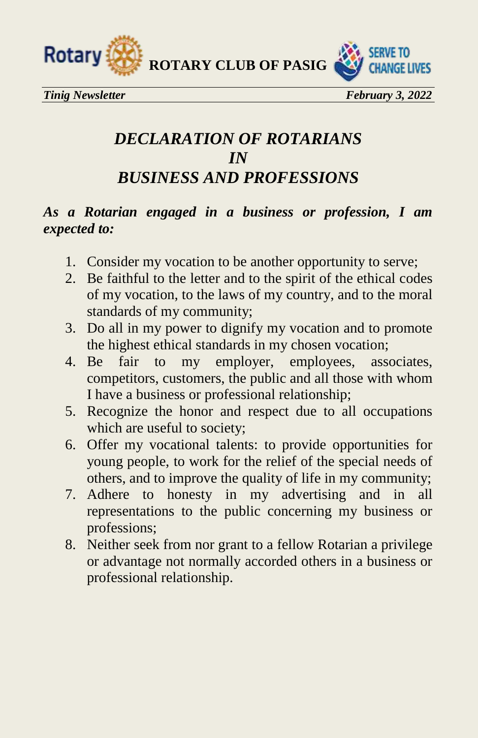# *DECLARATION OF ROTARIANS IN BUSINESS AND PROFESSIONS*

***As a Rotarian engaged in a business or profession, I am expected to:***

1. Consider my vocation to be another opportunity to serve;
2. Be faithful to the letter and to the spirit of the ethical codes of my vocation, to the laws of my country, and to the moral standards of my community;
3. Do all in my power to dignify my vocation and to promote the highest ethical standards in my chosen vocation;
4. Be fair to my employer, employees, associates, competitors, customers, the public and all those with whom I have a business or professional relationship;
5. Recognize the honor and respect due to all occupations which are useful to society;
6. Offer my vocational talents: to provide opportunities for young people, to work for the relief of the special needs of others, and to improve the quality of life in my community;
7. Adhere to honesty in my advertising and in all representations to the public concerning my business or professions;
8. Neither seek from nor grant to a fellow Rotarian a privilege or advantage not normally accorded others in a business or professional relationship.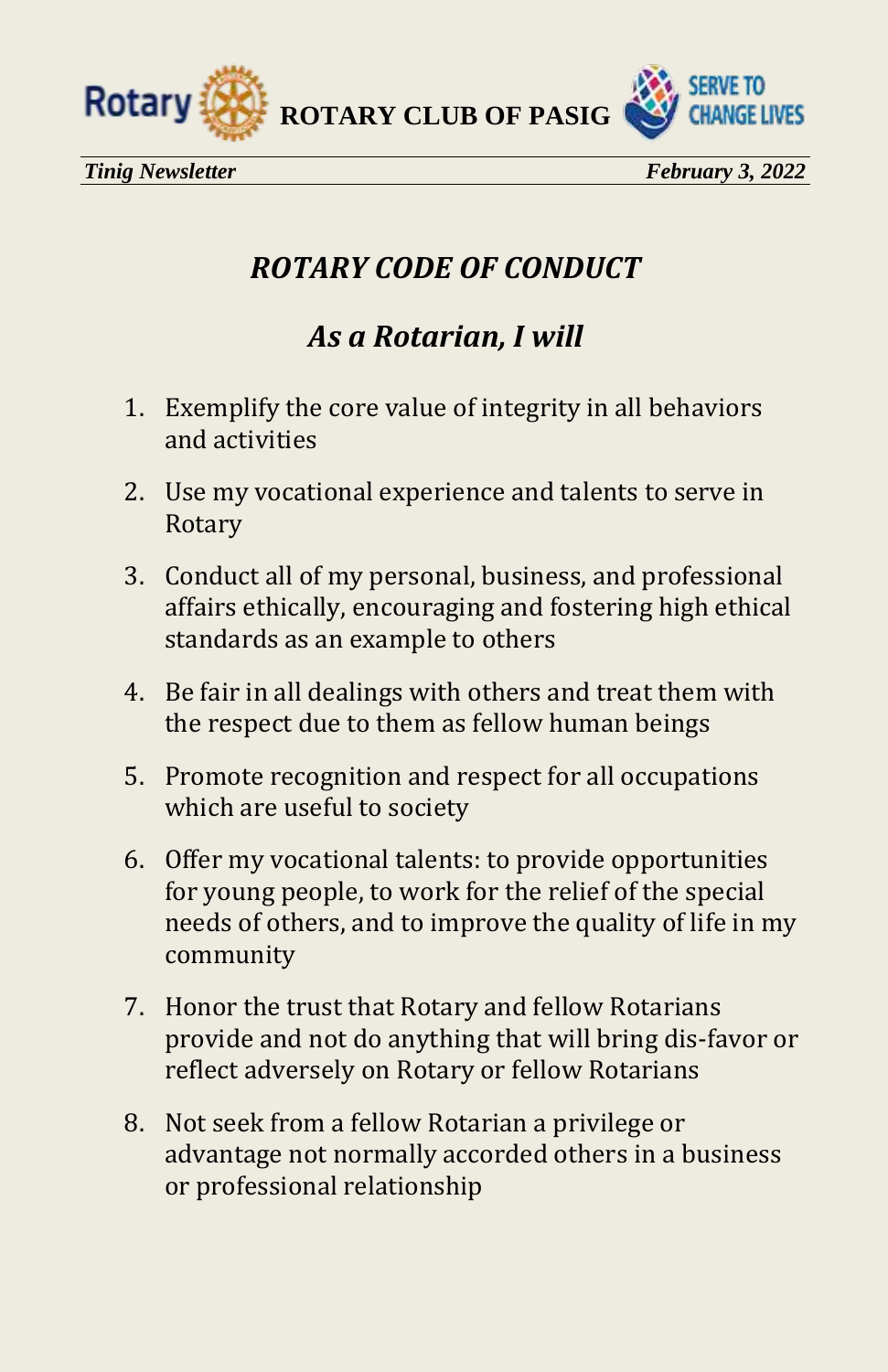# *ROTARY CODE OF CONDUCT*

## *As a Rotarian, I will*

1. Exemplify the core value of integrity in all behaviors and activities
2. Use my vocational experience and talents to serve in Rotary
3. Conduct all of my personal, business, and professional affairs ethically, encouraging and fostering high ethical standards as an example to others
4. Be fair in all dealings with others and treat them with the respect due to them as fellow human beings
5. Promote recognition and respect for all occupations which are useful to society
6. Offer my vocational talents: to provide opportunities for young people, to work for the relief of the special needs of others, and to improve the quality of life in my community
7. Honor the trust that Rotary and fellow Rotarians provide and not do anything that will bring dis-favor or reflect adversely on Rotary or fellow Rotarians
8. Not seek from a fellow Rotarian a privilege or advantage not normally accorded others in a business or professional relationship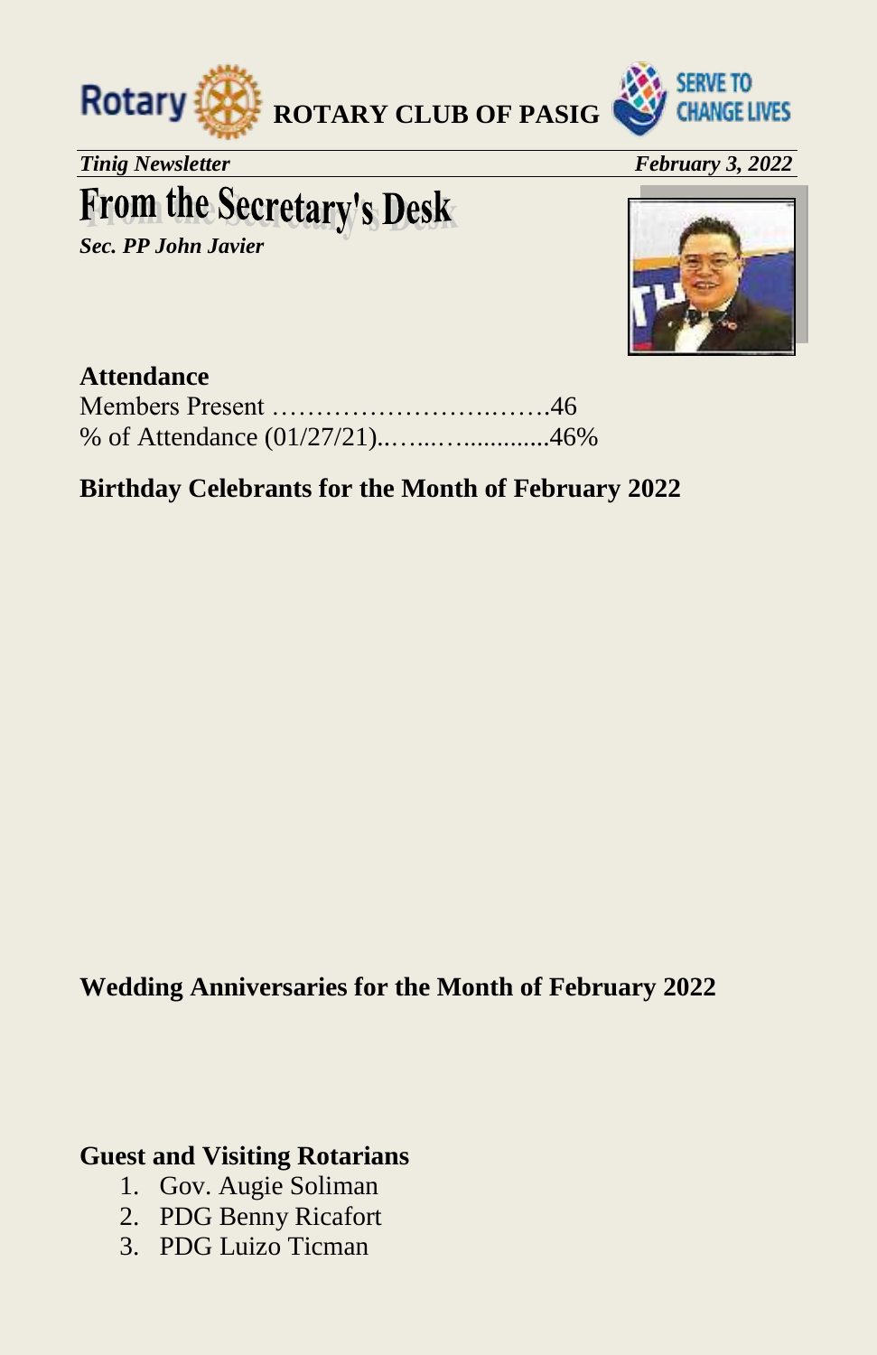**ROTARY CLUB OF PASIG**

*Tinig Newsletter* *February 3, 2022*

# From the Secretary's Desk

***Sec. PP John Javier***

**Attendance**

Members Present ………………………..…….46

% of Attendance (01/27/21)..…...….............46%

**Birthday Celebrants for the Month of February 2022**

**Wedding Anniversaries for the Month of February 2022**

**Guest and Visiting Rotarians**

1. Gov. Augie Soliman
2. PDG Benny Ricafort
3. PDG Luizo Ticman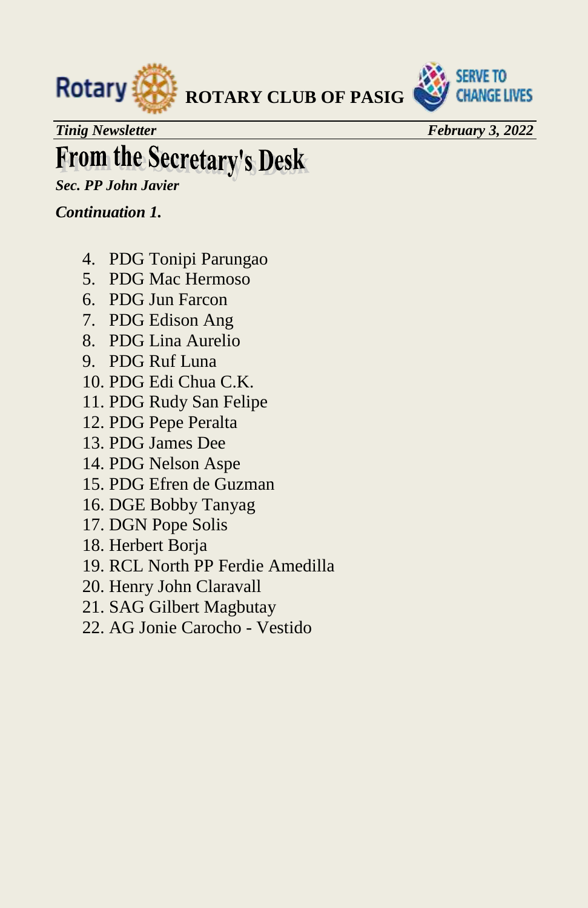# From the Secretary's Desk

***Sec. PP John Javier***

***Continuation 1.***

4. PDG Tonipi Parungao
5. PDG Mac Hermoso
6. PDG Jun Farcon
7. PDG Edison Ang
8. PDG Lina Aurelio
9. PDG Ruf Luna
10. PDG Edi Chua C.K.
11. PDG Rudy San Felipe
12. PDG Pepe Peralta
13. PDG James Dee
14. PDG Nelson Aspe
15. PDG Efren de Guzman
16. DGE Bobby Tanyag
17. DGN Pope Solis
18. Herbert Borja
19. RCL North PP Ferdie Amedilla
20. Henry John Claravall
21. SAG Gilbert Magbutay
22. AG Jonie Carocho - Vestido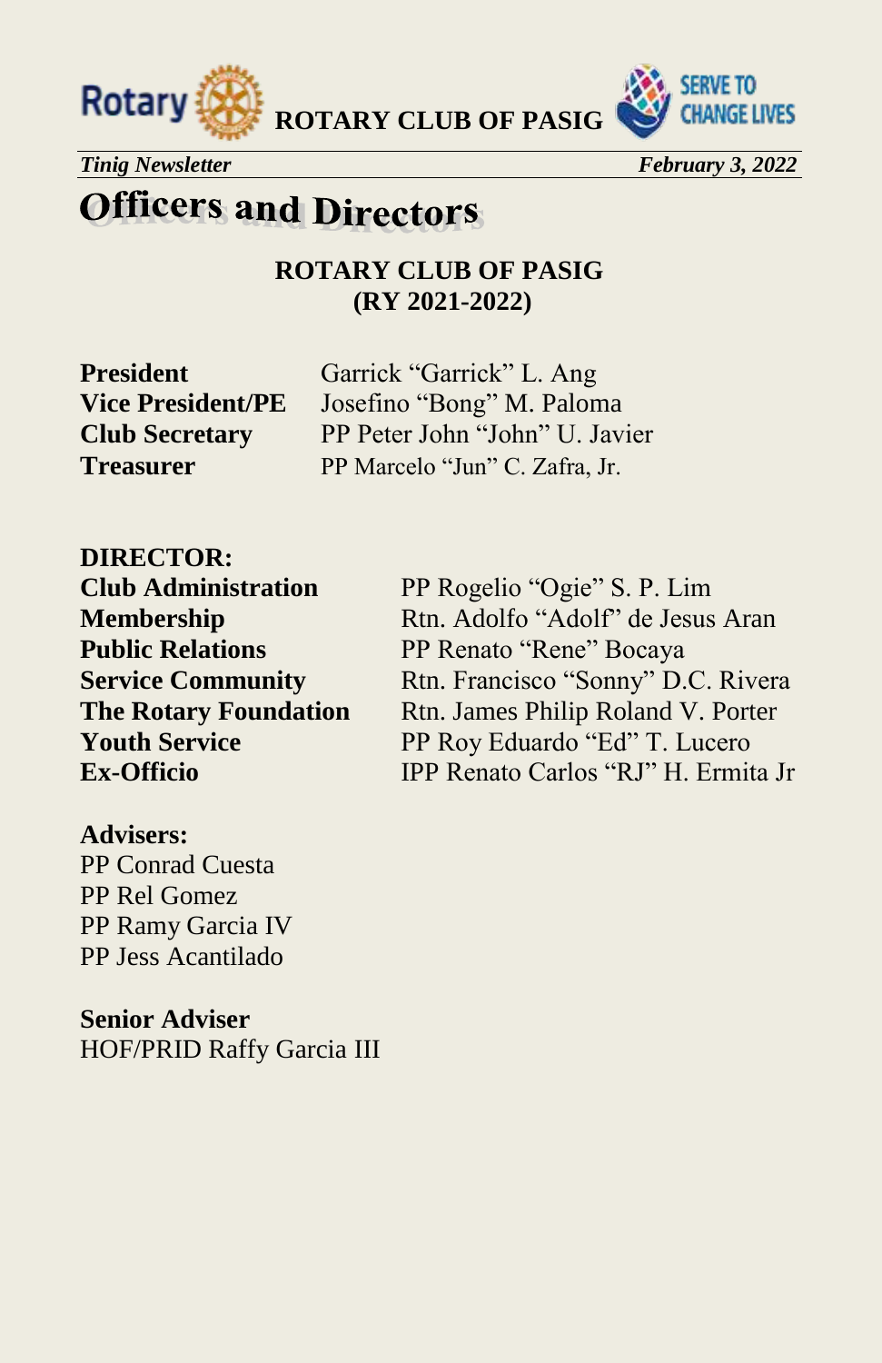# Officers and Directors

**ROTARY CLUB OF PASIG**
**(RY 2021-2022)**

| | |
|---|---|
| **President** | Garrick "Garrick" L. Ang |
| **Vice President/PE** | Josefino "Bong" M. Paloma |
| **Club Secretary** | PP Peter John "John" U. Javier |
| **Treasurer** | PP Marcelo "Jun" C. Zafra, Jr. |

**DIRECTOR:**

| | |
|---|---|
| **Club Administration** | PP Rogelio "Ogie" S. P. Lim |
| **Membership** | Rtn. Adolfo "Adolf" de Jesus Aran |
| **Public Relations** | PP Renato "Rene" Bocaya |
| **Service Community** | Rtn. Francisco "Sonny" D.C. Rivera |
| **The Rotary Foundation** | Rtn. James Philip Roland V. Porter |
| **Youth Service** | PP Roy Eduardo "Ed" T. Lucero |
| **Ex-Officio** | IPP Renato Carlos "RJ" H. Ermita Jr |

**Advisers:**
PP Conrad Cuesta
PP Rel Gomez
PP Ramy Garcia IV
PP Jess Acantilado

**Senior Adviser**
HOF/PRID Raffy Garcia III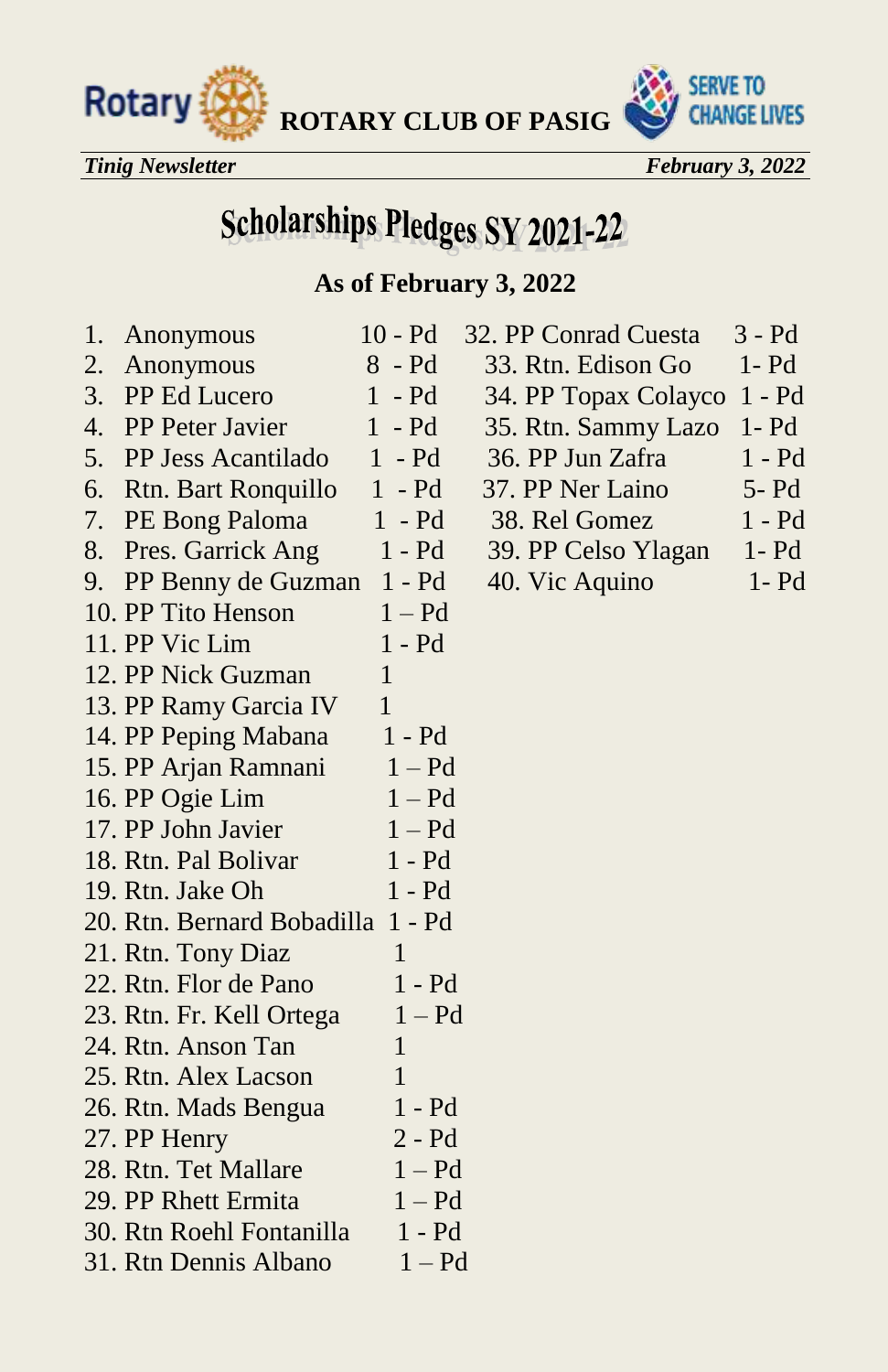# Scholarships Pledges SY 2021-22

**As of February 3, 2022**

1. Anonymous 10 - Pd
2. Anonymous 8 - Pd
3. PP Ed Lucero 1 - Pd
4. PP Peter Javier 1 - Pd
5. PP Jess Acantilado 1 - Pd
6. Rtn. Bart Ronquillo 1 - Pd
7. PE Bong Paloma 1 - Pd
8. Pres. Garrick Ang 1 - Pd
9. PP Benny de Guzman 1 - Pd
10. PP Tito Henson 1 – Pd
11. PP Vic Lim 1 - Pd
12. PP Nick Guzman 1
13. PP Ramy Garcia IV 1
14. PP Peping Mabana 1 - Pd
15. PP Arjan Ramnani 1 – Pd
16. PP Ogie Lim 1 – Pd
17. PP John Javier 1 – Pd
18. Rtn. Pal Bolivar 1 - Pd
19. Rtn. Jake Oh 1 - Pd
20. Rtn. Bernard Bobadilla 1 - Pd
21. Rtn. Tony Diaz 1
22. Rtn. Flor de Pano 1 - Pd
23. Rtn. Fr. Kell Ortega 1 – Pd
24. Rtn. Anson Tan 1
25. Rtn. Alex Lacson 1
26. Rtn. Mads Bengua 1 - Pd
27. PP Henry 2 - Pd
28. Rtn. Tet Mallare 1 – Pd
29. PP Rhett Ermita 1 – Pd
30. Rtn Roehl Fontanilla 1 - Pd
31. Rtn Dennis Albano 1 – Pd
32. PP Conrad Cuesta 3 - Pd
33. Rtn. Edison Go 1- Pd
34. PP Topax Colayco 1 - Pd
35. Rtn. Sammy Lazo 1- Pd
36. PP Jun Zafra 1 - Pd
37. PP Ner Laino 5- Pd
38. Rel Gomez 1 - Pd
39. PP Celso Ylagan 1- Pd
40. Vic Aquino 1- Pd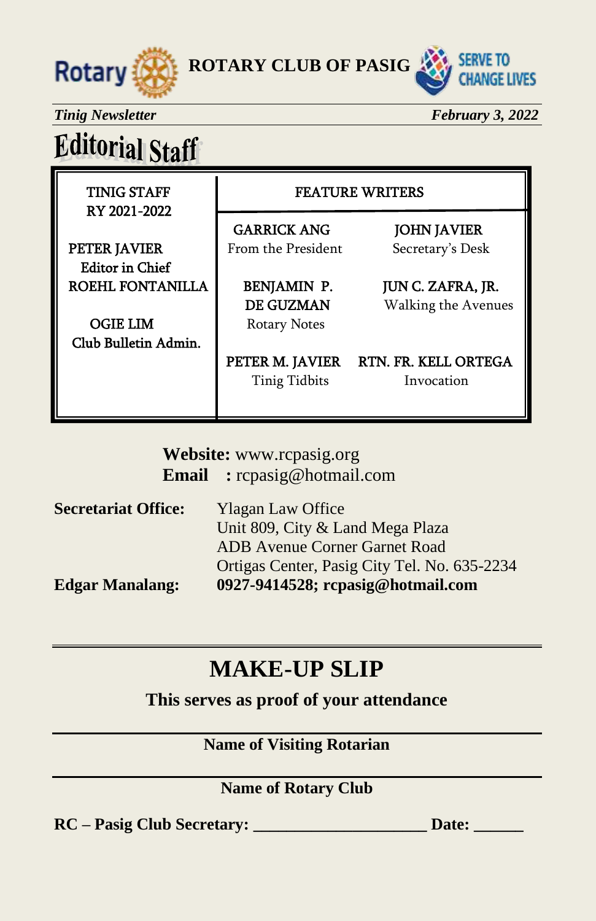**ROTARY CLUB OF PASIG**

SERVE TO CHANGE LIVES

*Tinig Newsletter* *February 3, 2022*

# Editorial Staff

| TINIG STAFF RY 2021-2022 | FEATURE WRITERS | |
|---|---|---|
| PETER JAVIER Editor in Chief | GARRICK ANG From the President | JOHN JAVIER Secretary's Desk |
| ROEHL FONTANILLA | BENJAMIN P. DE GUZMAN Rotary Notes | JUN C. ZAFRA, JR. Walking the Avenues |
| OGIE LIM Club Bulletin Admin. | PETER M. JAVIER Tinig Tidbits | RTN. FR. KELL ORTEGA Invocation |

**Website:** www.rcpasig.org
**Email :** rcpasig@hotmail.com

**Secretariat Office:** Ylagan Law Office
Unit 809, City & Land Mega Plaza
ADB Avenue Corner Garnet Road
Ortigas Center, Pasig City Tel. No. 635-2234

**Edgar Manalang:** **0927-9414528; rcpasig@hotmail.com**

---

## MAKE-UP SLIP

**This serves as proof of your attendance**

---

**Name of Visiting Rotarian**

---

**Name of Rotary Club**

**RC – Pasig Club Secretary: ____________________ Date: ______**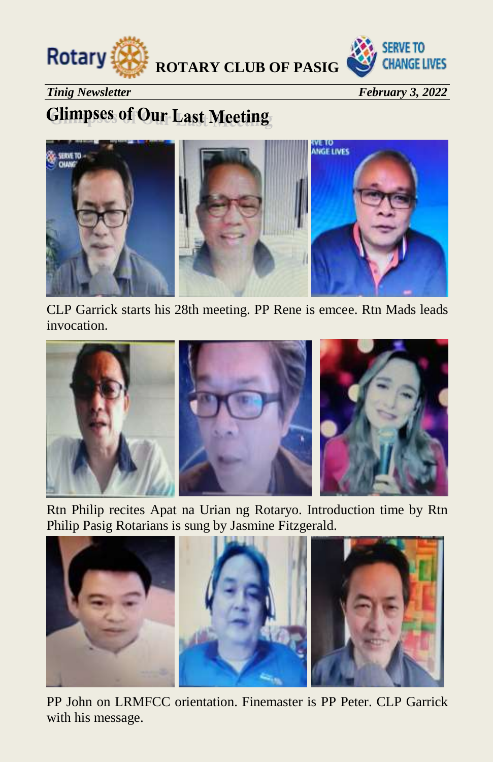## Glimpses of Our Last Meeting

CLP Garrick starts his 28th meeting. PP Rene is emcee. Rtn Mads leads invocation.

Rtn Philip recites Apat na Urian ng Rotaryo. Introduction time by Rtn Philip Pasig Rotarians is sung by Jasmine Fitzgerald.

PP John on LRMFCC orientation. Finemaster is PP Peter. CLP Garrick with his message.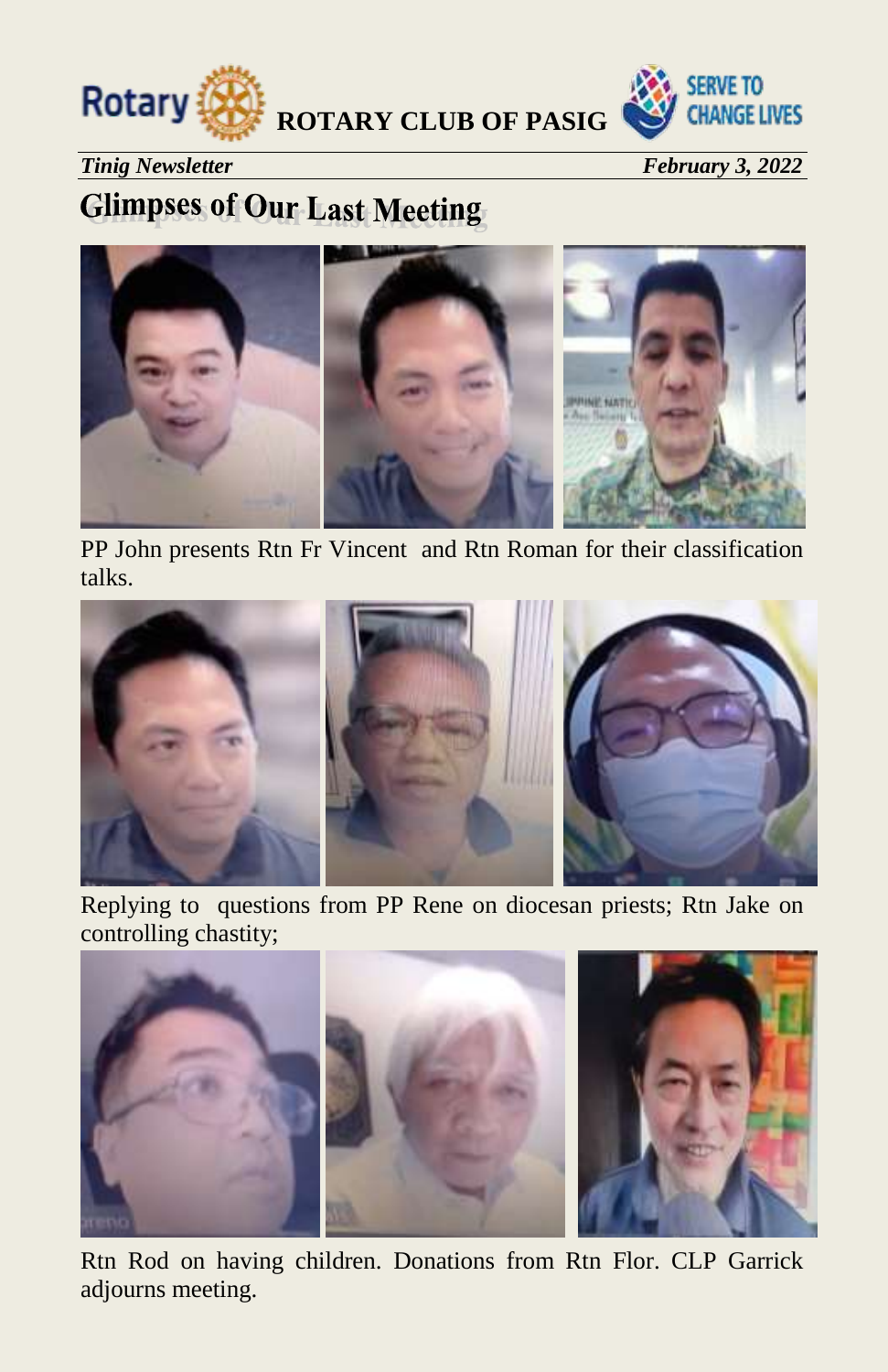# Glimpses of Our Last Meeting

PP John presents Rtn Fr Vincent and Rtn Roman for their classification talks.

Replying to questions from PP Rene on diocesan priests; Rtn Jake on controlling chastity;

Rtn Rod on having children. Donations from Rtn Flor. CLP Garrick adjourns meeting.